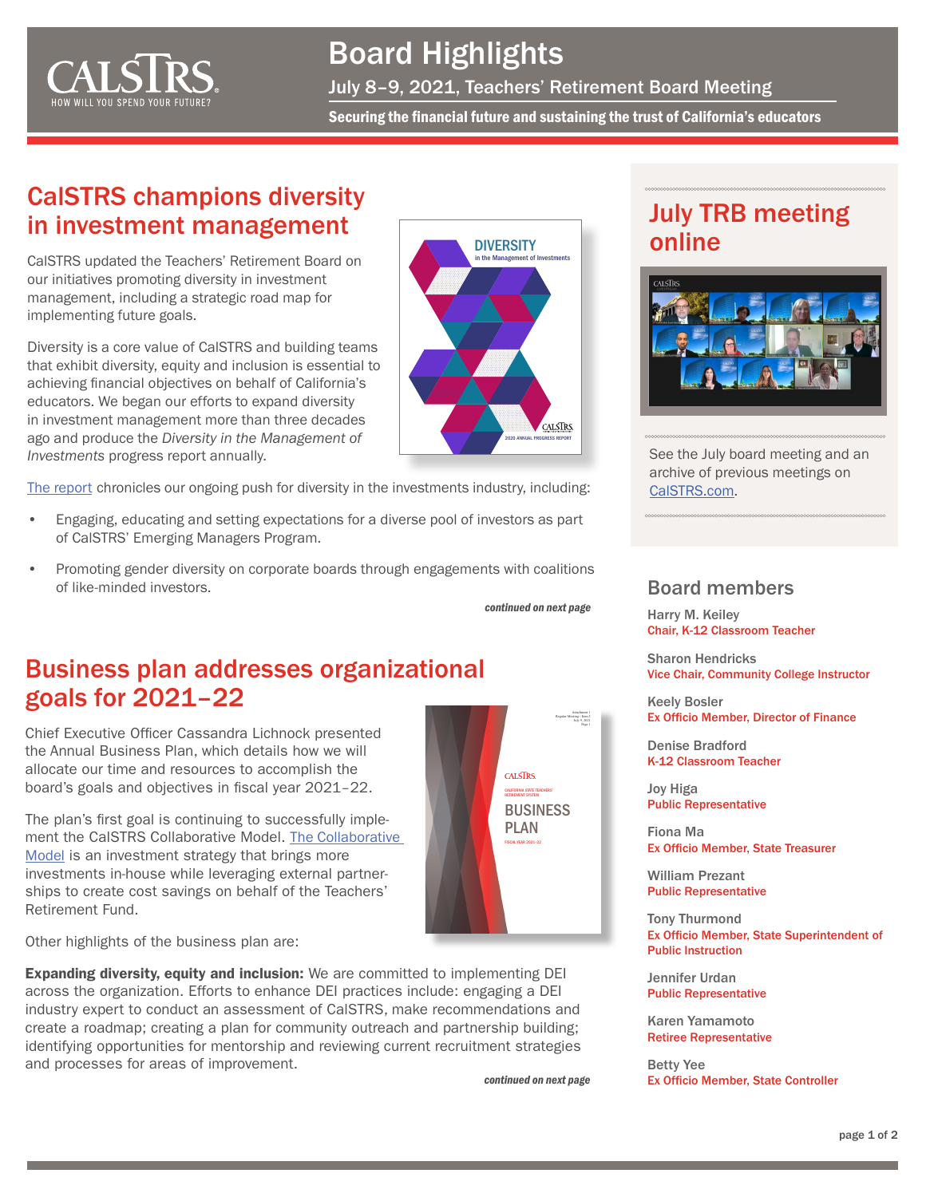# Board Highlights

July 8–9, 2021, Teachers' Retirement Board Meeting

**Securing the financial future and sustaining the trust of California's educators**

## CalSTRS champions diversity in investment management

CalSTRS updated the Teachers' Retirement Board on our initiatives promoting diversity in investment management, including a strategic road map for implementing future goals.

Diversity is a core value of CalSTRS and building teams that exhibit diversity, equity and inclusion is essential to achieving financial objectives on behalf of California's educators. We began our efforts to expand diversity in investment management more than three decades ago and produce the *Diversity in the Management of Investments* progress report annually.

The report chronicles our ongoing push for diversity in the investments industry, including:

- Engaging, educating and setting expectations for a diverse pool of investors as part of CalSTRS' Emerging Managers Program.
- Promoting gender diversity on corporate boards through engagements with coalitions of like-minded investors.

*continued on next page*

## Business plan addresses organizational goals for 2021–22

Chief Executive Officer Cassandra Lichnock presented the Annual Business Plan, which details how we will allocate our time and resources to accomplish the board's goals and objectives in fiscal year 2021–22.

The plan's first goal is continuing to successfully implement the CalSTRS Collaborative Model. The Collaborative Model is an investment strategy that brings more investments in-house while leveraging external partnerships to create cost savings on behalf of the Teachers' Retirement Fund.

Other highlights of the business plan are:

**Expanding diversity, equity and inclusion:** We are committed to implementing DEI across the organization. Efforts to enhance DEI practices include: engaging a DEI industry expert to conduct an assessment of CalSTRS, make recommendations and create a roadmap; creating a plan for community outreach and partnership building; identifying opportunities for mentorship and reviewing current recruitment strategies and processes for areas of improvement.

*continued on next page*

## July TRB meeting online

See the July board meeting and an archive of previous meetings on CalSTRS.com.

## Board members

Harry M. Keiley
Chair, K-12 Classroom Teacher

Sharon Hendricks
Vice Chair, Community College Instructor

Keely Bosler
Ex Officio Member, Director of Finance

Denise Bradford
K-12 Classroom Teacher

Joy Higa
Public Representative

Fiona Ma
Ex Officio Member, State Treasurer

William Prezant
Public Representative

Tony Thurmond
Ex Officio Member, State Superintendent of Public Instruction

Jennifer Urdan
Public Representative

Karen Yamamoto
Retiree Representative

Betty Yee
Ex Officio Member, State Controller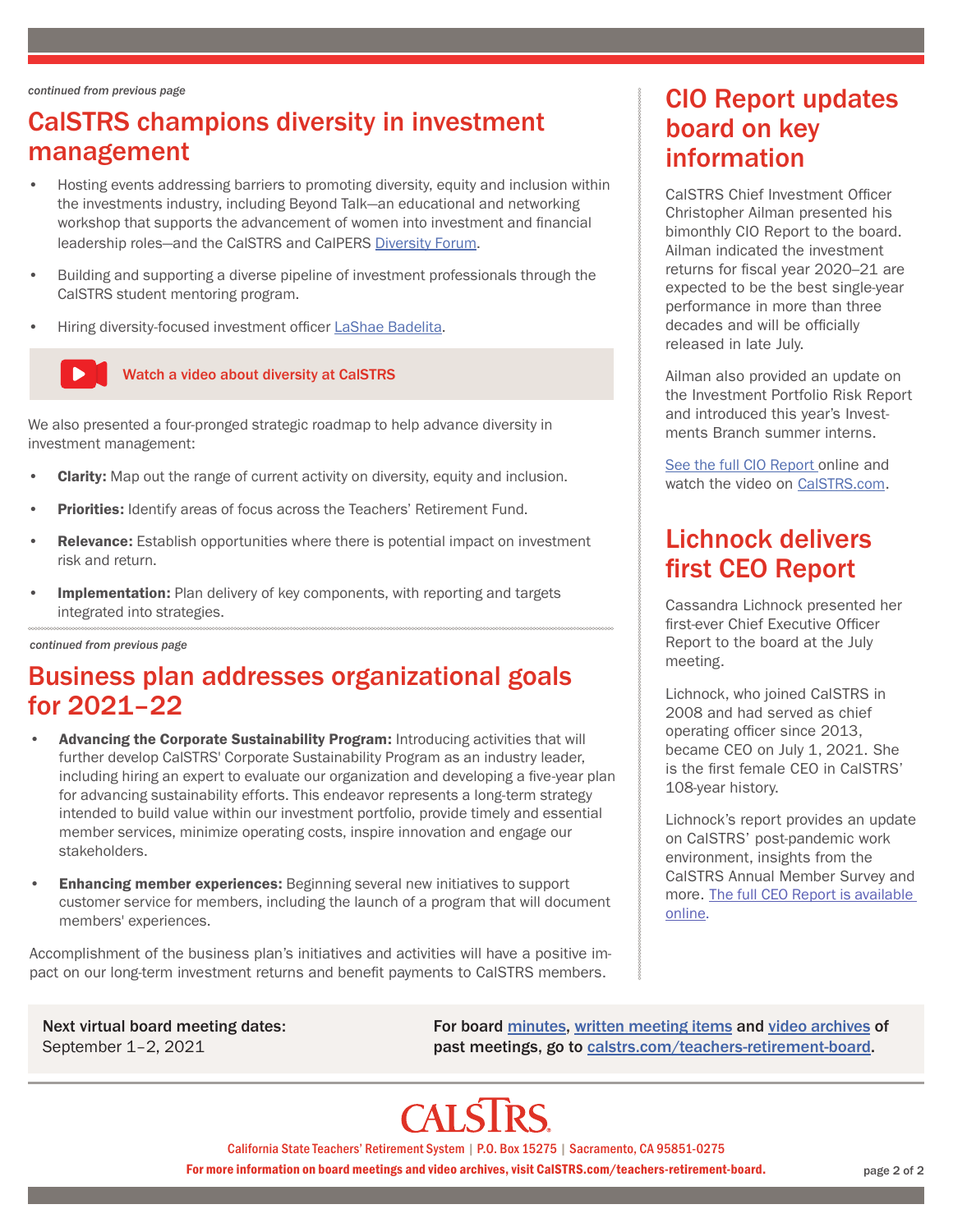*continued from previous page*

## CalSTRS champions diversity in investment management

- Hosting events addressing barriers to promoting diversity, equity and inclusion within the investments industry, including Beyond Talk—an educational and networking workshop that supports the advancement of women into investment and financial leadership roles—and the CalSTRS and CalPERS Diversity Forum.
- Building and supporting a diverse pipeline of investment professionals through the CalSTRS student mentoring program.
- Hiring diversity-focused investment officer LaShae Badelita.

**Watch a video about diversity at CalSTRS**

We also presented a four-pronged strategic roadmap to help advance diversity in investment management:

- **Clarity:** Map out the range of current activity on diversity, equity and inclusion.
- **Priorities:** Identify areas of focus across the Teachers' Retirement Fund.
- **Relevance:** Establish opportunities where there is potential impact on investment risk and return.
- **Implementation:** Plan delivery of key components, with reporting and targets integrated into strategies.

*continued from previous page*

## Business plan addresses organizational goals for 2021–22

- **Advancing the Corporate Sustainability Program:** Introducing activities that will further develop CalSTRS' Corporate Sustainability Program as an industry leader, including hiring an expert to evaluate our organization and developing a five-year plan for advancing sustainability efforts. This endeavor represents a long-term strategy intended to build value within our investment portfolio, provide timely and essential member services, minimize operating costs, inspire innovation and engage our stakeholders.
- **Enhancing member experiences:** Beginning several new initiatives to support customer service for members, including the launch of a program that will document members' experiences.

Accomplishment of the business plan's initiatives and activities will have a positive impact on our long-term investment returns and benefit payments to CalSTRS members.

## CIO Report updates board on key information

CalSTRS Chief Investment Officer Christopher Ailman presented his bimonthly CIO Report to the board. Ailman indicated the investment returns for fiscal year 2020–21 are expected to be the best single-year performance in more than three decades and will be officially released in late July.

Ailman also provided an update on the Investment Portfolio Risk Report and introduced this year's Investments Branch summer interns.

See the full CIO Report online and watch the video on CalSTRS.com.

## Lichnock delivers first CEO Report

Cassandra Lichnock presented her first-ever Chief Executive Officer Report to the board at the July meeting.

Lichnock, who joined CalSTRS in 2008 and had served as chief operating officer since 2013, became CEO on July 1, 2021. She is the first female CEO in CalSTRS' 108-year history.

Lichnock's report provides an update on CalSTRS' post-pandemic work environment, insights from the CalSTRS Annual Member Survey and more. The full CEO Report is available online.

**Next virtual board meeting dates:**
September 1–2, 2021

**For board minutes, written meeting items and video archives of past meetings, go to calstrs.com/teachers-retirement-board.**

CALSTRS

California State Teachers' Retirement System | P.O. Box 15275 | Sacramento, CA 95851-0275

For more information on board meetings and video archives, visit CalSTRS.com/teachers-retirement-board.